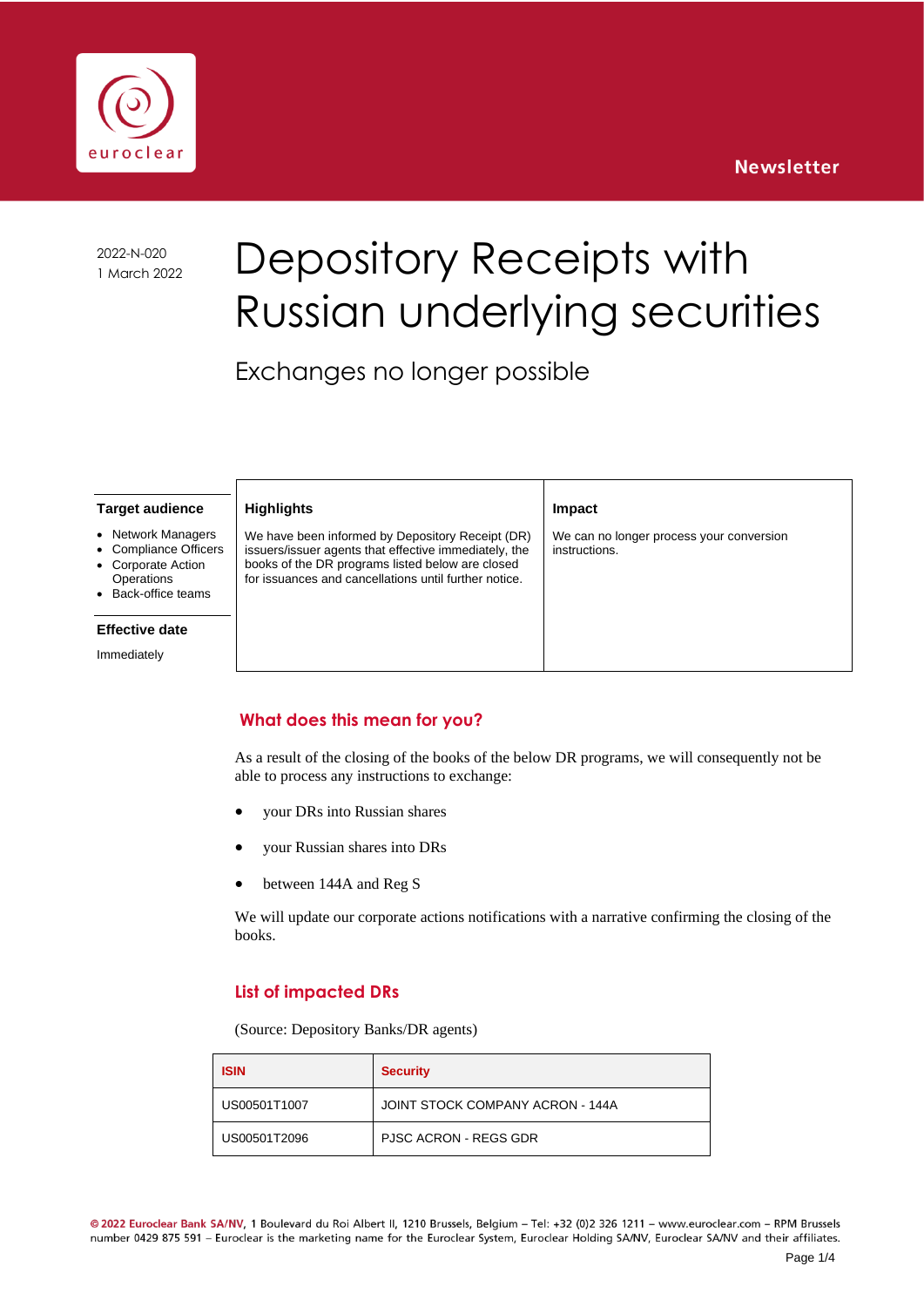Newsletter

2022-N-020
1 March 2022

# Depository Receipts with Russian underlying securities

## Exchanges no longer possible

**Target audience**

- Network Managers
- Compliance Officers
- Corporate Action Operations
- Back-office teams

**Effective date**

Immediately

**Highlights**

We have been informed by Depository Receipt (DR) issuers/issuer agents that effective immediately, the books of the DR programs listed below are closed for issuances and cancellations until further notice.

**Impact**

We can no longer process your conversion instructions.

## What does this mean for you?

As a result of the closing of the books of the below DR programs, we will consequently not be able to process any instructions to exchange:

- your DRs into Russian shares
- your Russian shares into DRs
- between 144A and Reg S

We will update our corporate actions notifications with a narrative confirming the closing of the books.

## List of impacted DRs

(Source: Depository Banks/DR agents)

| ISIN | Security |
|---|---|
| US00501T1007 | JOINT STOCK COMPANY ACRON - 144A |
| US00501T2096 | PJSC ACRON - REGS GDR |

© 2022 Euroclear Bank SA/NV, 1 Boulevard du Roi Albert II, 1210 Brussels, Belgium – Tel: +32 (0)2 326 1211 – www.euroclear.com – RPM Brussels number 0429 875 591 – Euroclear is the marketing name for the Euroclear System, Euroclear Holding SA/NV, Euroclear SA/NV and their affiliates.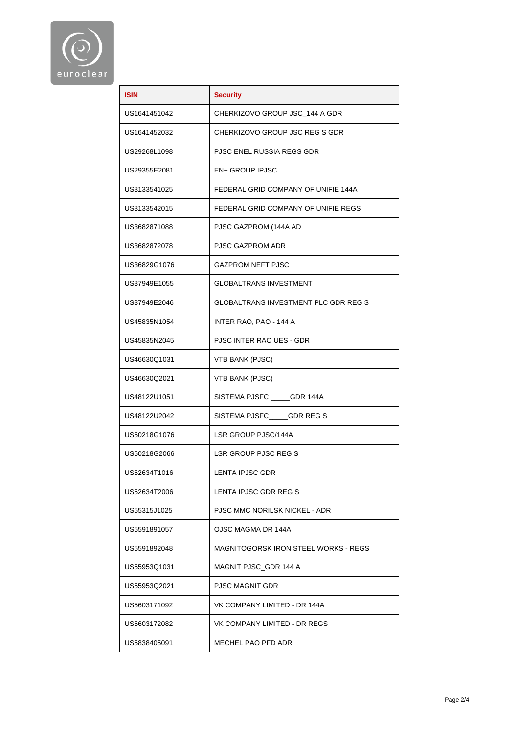| ISIN | Security |
|---|---|
| US1641451042 | CHERKIZOVO GROUP JSC_144 A GDR |
| US1641452032 | CHERKIZOVO GROUP JSC REG S GDR |
| US29268L1098 | PJSC ENEL RUSSIA REGS GDR |
| US29355E2081 | EN+ GROUP IPJSC |
| US3133541025 | FEDERAL GRID COMPANY OF UNIFIE 144A |
| US3133542015 | FEDERAL GRID COMPANY OF UNIFIE REGS |
| US3682871088 | PJSC GAZPROM (144A AD |
| US3682872078 | PJSC GAZPROM ADR |
| US36829G1076 | GAZPROM NEFT PJSC |
| US37949E1055 | GLOBALTRANS INVESTMENT |
| US37949E2046 | GLOBALTRANS INVESTMENT PLC GDR REG S |
| US45835N1054 | INTER RAO, PAO - 144 A |
| US45835N2045 | PJSC INTER RAO UES - GDR |
| US46630Q1031 | VTB BANK (PJSC) |
| US46630Q2021 | VTB BANK (PJSC) |
| US48122U1051 | SISTEMA PJSFC _____GDR 144A |
| US48122U2042 | SISTEMA PJSFC_____GDR REG S |
| US50218G1076 | LSR GROUP PJSC/144A |
| US50218G2066 | LSR GROUP PJSC REG S |
| US52634T1016 | LENTA IPJSC GDR |
| US52634T2006 | LENTA IPJSC GDR REG S |
| US55315J1025 | PJSC MMC NORILSK NICKEL - ADR |
| US5591891057 | OJSC MAGMA DR 144A |
| US5591892048 | MAGNITOGORSK IRON STEEL WORKS - REGS |
| US55953Q1031 | MAGNIT PJSC_GDR 144 A |
| US55953Q2021 | PJSC MAGNIT GDR |
| US5603171092 | VK COMPANY LIMITED - DR 144A |
| US5603172082 | VK COMPANY LIMITED - DR REGS |
| US5838405091 | MECHEL PAO PFD ADR |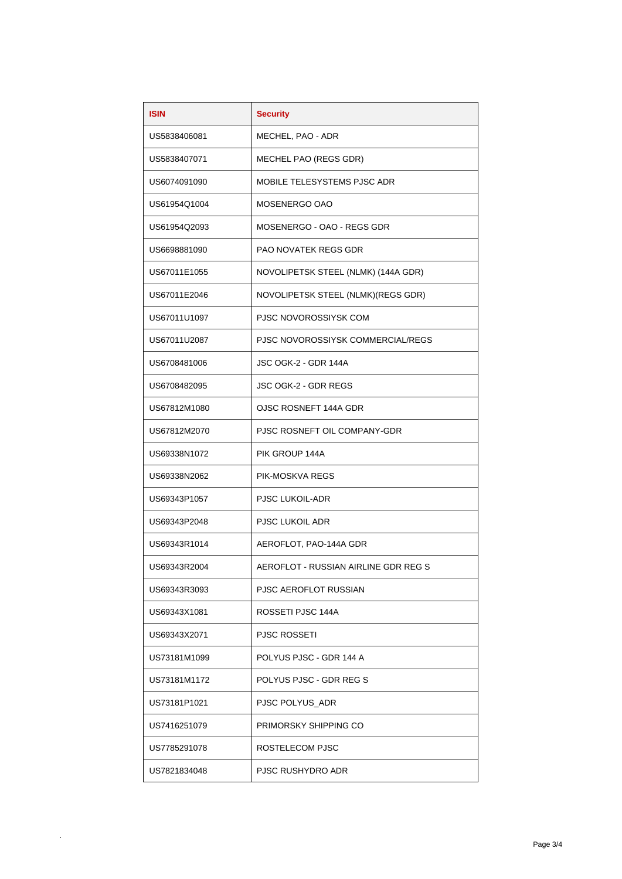| ISIN | Security |
| --- | --- |
| US5838406081 | MECHEL, PAO - ADR |
| US5838407071 | MECHEL PAO (REGS GDR) |
| US6074091090 | MOBILE TELESYSTEMS PJSC ADR |
| US61954Q1004 | MOSENERGO OAO |
| US61954Q2093 | MOSENERGO - OAO - REGS GDR |
| US6698881090 | PAO NOVATEK REGS GDR |
| US67011E1055 | NOVOLIPETSK STEEL (NLMK) (144A GDR) |
| US67011E2046 | NOVOLIPETSK STEEL (NLMK)(REGS GDR) |
| US67011U1097 | PJSC NOVOROSSIYSK COM |
| US67011U2087 | PJSC NOVOROSSIYSK COMMERCIAL/REGS |
| US6708481006 | JSC OGK-2 - GDR 144A |
| US6708482095 | JSC OGK-2 - GDR REGS |
| US67812M1080 | OJSC ROSNEFT 144A GDR |
| US67812M2070 | PJSC ROSNEFT OIL COMPANY-GDR |
| US69338N1072 | PIK GROUP 144A |
| US69338N2062 | PIK-MOSKVA REGS |
| US69343P1057 | PJSC LUKOIL-ADR |
| US69343P2048 | PJSC LUKOIL ADR |
| US69343R1014 | AEROFLOT, PAO-144A GDR |
| US69343R2004 | AEROFLOT - RUSSIAN AIRLINE GDR REG S |
| US69343R3093 | PJSC AEROFLOT RUSSIAN |
| US69343X1081 | ROSSETI PJSC 144A |
| US69343X2071 | PJSC ROSSETI |
| US73181M1099 | POLYUS PJSC - GDR 144 A |
| US73181M1172 | POLYUS PJSC - GDR REG S |
| US73181P1021 | PJSC POLYUS_ADR |
| US7416251079 | PRIMORSKY SHIPPING CO |
| US7785291078 | ROSTELECOM PJSC |
| US7821834048 | PJSC RUSHYDRO ADR |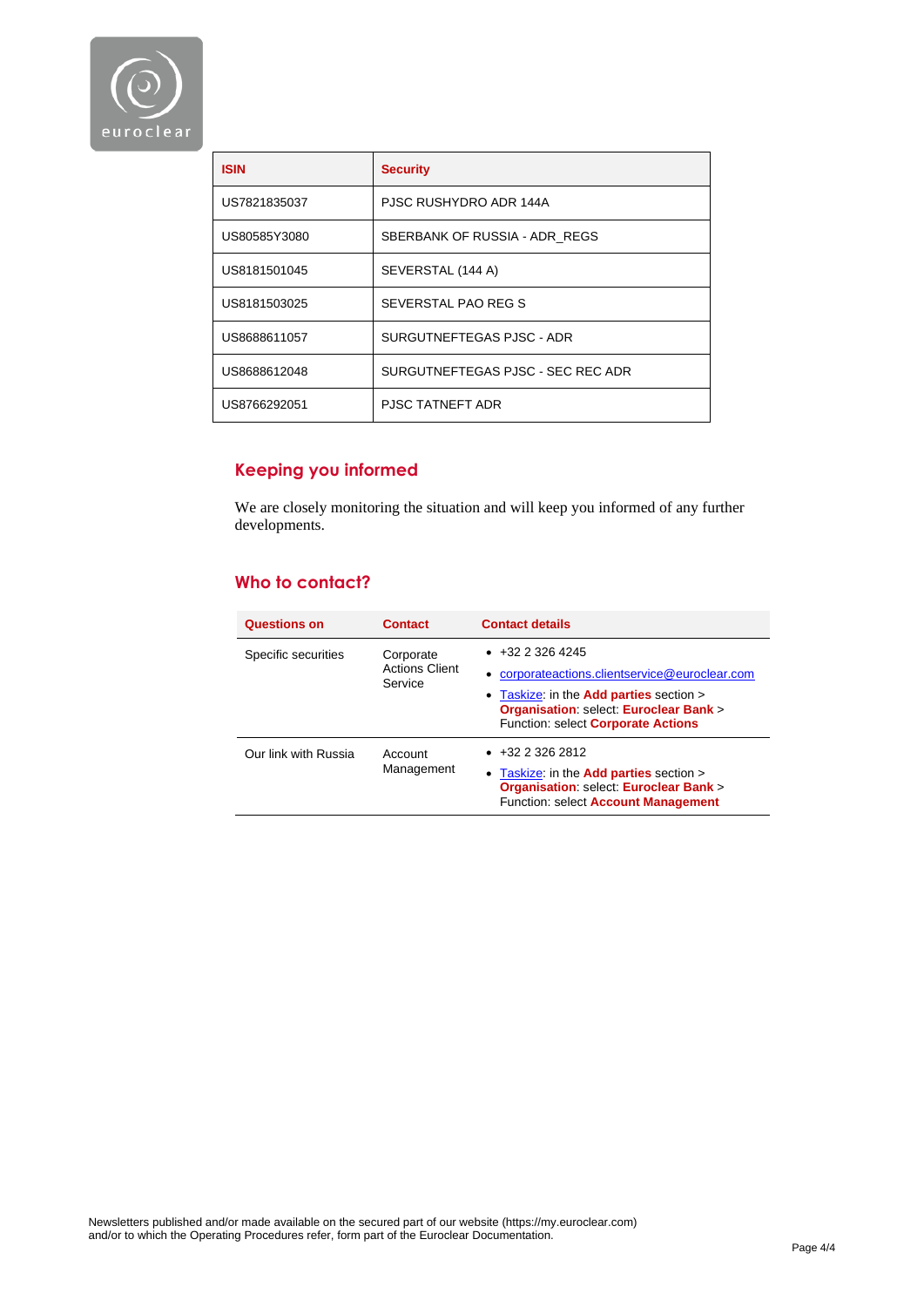| ISIN | Security |
|---|---|
| US7821835037 | PJSC RUSHYDRO ADR 144A |
| US80585Y3080 | SBERBANK OF RUSSIA - ADR_REGS |
| US8181501045 | SEVERSTAL (144 A) |
| US8181503025 | SEVERSTAL PAO REG S |
| US8688611057 | SURGUTNEFTEGAS PJSC - ADR |
| US8688612048 | SURGUTNEFTEGAS PJSC - SEC REC ADR |
| US8766292051 | PJSC TATNEFT ADR |

## Keeping you informed

We are closely monitoring the situation and will keep you informed of any further developments.

## Who to contact?

| Questions on | Contact | Contact details |
|---|---|---|
| Specific securities | Corporate Actions Client Service | • +32 2 326 4245<br>• corporateactions.clientservice@euroclear.com<br>• Taskize: in the **Add parties** section > **Organisation**: select: **Euroclear Bank** > Function: select **Corporate Actions** |
| Our link with Russia | Account Management | • +32 2 326 2812<br>• Taskize: in the **Add parties** section > **Organisation**: select: **Euroclear Bank** > Function: select **Account Management** |

Newsletters published and/or made available on the secured part of our website (https://my.euroclear.com) and/or to which the Operating Procedures refer, form part of the Euroclear Documentation.